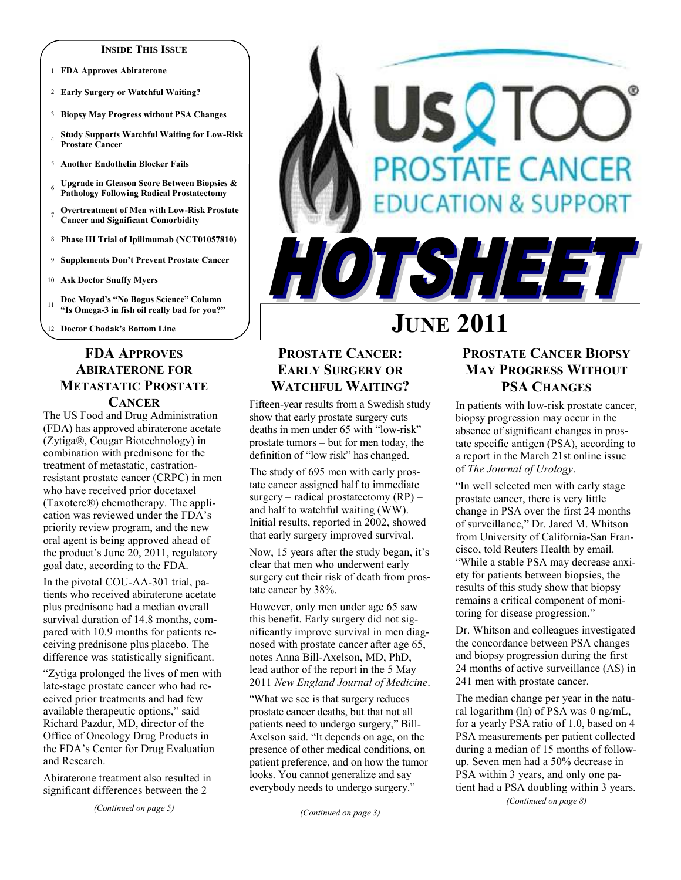# Us TOO® PROSTATE CANCER EDUCATION & SUPPORT

# HOTSHEET

# JUNE 2011

**INSIDE THIS ISSUE**

1. **FDA Approves Abiraterone**
2. **Early Surgery or Watchful Waiting?**
3. **Biopsy May Progress without PSA Changes**
4. **Study Supports Watchful Waiting for Low-Risk Prostate Cancer**
5. **Another Endothelin Blocker Fails**
6. **Upgrade in Gleason Score Between Biopsies & Pathology Following Radical Prostatectomy**
7. **Overtreatment of Men with Low-Risk Prostate Cancer and Significant Comorbidity**
8. **Phase III Trial of Ipilimumab (NCT01057810)**
9. **Supplements Don't Prevent Prostate Cancer**
10. **Ask Doctor Snuffy Myers**
11. **Doc Moyad's "No Bogus Science" Column – "Is Omega-3 in fish oil really bad for you?"**
12. **Doctor Chodak's Bottom Line**

## FDA APPROVES ABIRATERONE FOR METASTATIC PROSTATE CANCER

The US Food and Drug Administration (FDA) has approved abiraterone acetate (Zytiga®, Cougar Biotechnology) in combination with prednisone for the treatment of metastatic, castration-resistant prostate cancer (CRPC) in men who have received prior docetaxel (Taxotere®) chemotherapy. The application was reviewed under the FDA's priority review program, and the new oral agent is being approved ahead of the product's June 20, 2011, regulatory goal date, according to the FDA.

In the pivotal COU-AA-301 trial, patients who received abiraterone acetate plus prednisone had a median overall survival duration of 14.8 months, compared with 10.9 months for patients receiving prednisone plus placebo. The difference was statistically significant.

"Zytiga prolonged the lives of men with late-stage prostate cancer who had received prior treatments and had few available therapeutic options," said Richard Pazdur, MD, director of the Office of Oncology Drug Products in the FDA's Center for Drug Evaluation and Research.

Abiraterone treatment also resulted in significant differences between the 2

*(Continued on page 5)*

## PROSTATE CANCER: EARLY SURGERY OR WATCHFUL WAITING?

Fifteen-year results from a Swedish study show that early prostate surgery cuts deaths in men under 65 with "low-risk" prostate tumors – but for men today, the definition of "low risk" has changed.

The study of 695 men with early prostate cancer assigned half to immediate surgery – radical prostatectomy (RP) – and half to watchful waiting (WW). Initial results, reported in 2002, showed that early surgery improved survival.

Now, 15 years after the study began, it's clear that men who underwent early surgery cut their risk of death from prostate cancer by 38%.

However, only men under age 65 saw this benefit. Early surgery did not significantly improve survival in men diagnosed with prostate cancer after age 65, notes Anna Bill-Axelson, MD, PhD, lead author of the report in the 5 May 2011 *New England Journal of Medicine*.

"What we see is that surgery reduces prostate cancer deaths, but that not all patients need to undergo surgery," Bill-Axelson said. "It depends on age, on the presence of other medical conditions, on patient preference, and on how the tumor looks. You cannot generalize and say everybody needs to undergo surgery."

*(Continued on page 3)*

## PROSTATE CANCER BIOPSY MAY PROGRESS WITHOUT PSA CHANGES

In patients with low-risk prostate cancer, biopsy progression may occur in the absence of significant changes in prostate specific antigen (PSA), according to a report in the March 21st online issue of *The Journal of Urology*.

"In well selected men with early stage prostate cancer, there is very little change in PSA over the first 24 months of surveillance," Dr. Jared M. Whitson from University of California-San Francisco, told Reuters Health by email. "While a stable PSA may decrease anxiety for patients between biopsies, the results of this study show that biopsy remains a critical component of monitoring for disease progression."

Dr. Whitson and colleagues investigated the concordance between PSA changes and biopsy progression during the first 24 months of active surveillance (AS) in 241 men with prostate cancer.

The median change per year in the natural logarithm (ln) of PSA was 0 ng/mL, for a yearly PSA ratio of 1.0, based on 4 PSA measurements per patient collected during a median of 15 months of follow-up. Seven men had a 50% decrease in PSA within 3 years, and only one patient had a PSA doubling within 3 years.

*(Continued on page 8)*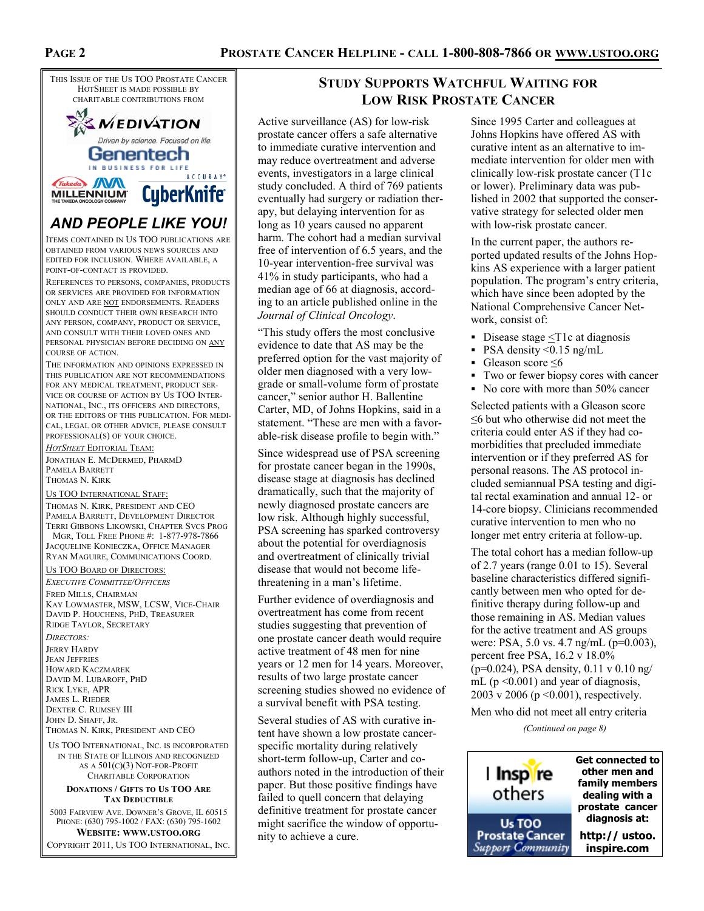This Issue of the Us TOO Prostate Cancer HotSheet is made possible by charitable contributions from

MEDIVATION — Driven by science. Focused on life.

Genentech — IN BUSINESS FOR LIFE

Takeda MILLENNIUM — THE TAKEDA ONCOLOGY COMPANY

ACCURAY CyberKnife

## AND PEOPLE LIKE YOU!

Items contained in Us TOO publications are obtained from various news sources and edited for inclusion. Where available, a point-of-contact is provided.

References to persons, companies, products or services are provided for information only and are NOT endorsements. Readers should conduct their own research into any person, company, product or service, and consult with their loved ones and personal physician before deciding on ANY course of action.

The information and opinions expressed in this publication are not recommendations for any medical treatment, product service or course of action by Us TOO International, Inc., its officers and directors, or the editors of this publication. For medical, legal or other advice, please consult professional(s) of your choice.

*HotSheet* Editorial Team:
Jonathan E. McDermed, PharmD
Pamela Barrett
Thomas N. Kirk

Us TOO International Staff:
Thomas N. Kirk, President and CEO
Pamela Barrett, Development Director
Terri Gibbons Likowski, Chapter Svcs Prog Mgr, Toll Free Phone #: 1-877-978-7866
Jacqueline Konieczka, Office Manager
Ryan Maguire, Communications Coord.

Us TOO Board of Directors:
*Executive Committee/Officers*
Fred Mills, Chairman
Kay Lowmaster, MSW, LCSW, Vice-Chair
David P. Houchens, PhD, Treasurer
Ridge Taylor, Secretary

*Directors:*
Jerry Hardy
Jean Jeffries
Howard Kaczmarek
David M. Lubaroff, PhD
Rick Lyke, APR
James L. Rieder
Dexter C. Rumsey III
John D. Shaff, Jr.
Thomas N. Kirk, President and CEO

Us TOO International, Inc. is incorporated in the State of Illinois and recognized as a 501(c)(3) Not-For-Profit Charitable Corporation

**Donations / Gifts to Us TOO Are Tax Deductible**

5003 Fairview Ave. Downer's Grove, IL 60515
Phone: (630) 795-1002 / Fax: (630) 795-1602
**Website: www.ustoo.org**
Copyright 2011, Us TOO International, Inc.

## Study Supports Watchful Waiting for Low Risk Prostate Cancer

Active surveillance (AS) for low-risk prostate cancer offers a safe alternative to immediate curative intervention and may reduce overtreatment and adverse events, investigators in a large clinical study concluded. A third of 769 patients eventually had surgery or radiation therapy, but delaying intervention for as long as 10 years caused no apparent harm. The cohort had a median survival free of intervention of 6.5 years, and the 10-year intervention-free survival was 41% in study participants, who had a median age of 66 at diagnosis, according to an article published online in the *Journal of Clinical Oncology*.

"This study offers the most conclusive evidence to date that AS may be the preferred option for the vast majority of older men diagnosed with a very low-grade or small-volume form of prostate cancer," senior author H. Ballentine Carter, MD, of Johns Hopkins, said in a statement. "These are men with a favorable-risk disease profile to begin with."

Since widespread use of PSA screening for prostate cancer began in the 1990s, disease stage at diagnosis has declined dramatically, such that the majority of newly diagnosed prostate cancers are low risk. Although highly successful, PSA screening has sparked controversy about the potential for overdiagnosis and overtreatment of clinically trivial disease that would not become life-threatening in a man's lifetime.

Further evidence of overdiagnosis and overtreatment has come from recent studies suggesting that prevention of one prostate cancer death would require active treatment of 48 men for nine years or 12 men for 14 years. Moreover, results of two large prostate cancer screening studies showed no evidence of a survival benefit with PSA testing.

Several studies of AS with curative intent have shown a low prostate cancer-specific mortality during relatively short-term follow-up, Carter and coauthors noted in the introduction of their paper. But those positive findings have failed to quell concern that delaying definitive treatment for prostate cancer might sacrifice the window of opportunity to achieve a cure.

Since 1995 Carter and colleagues at Johns Hopkins have offered AS with curative intent as an alternative to immediate intervention for older men with clinically low-risk prostate cancer (T1c or lower). Preliminary data was published in 2002 that supported the conservative strategy for selected older men with low-risk prostate cancer.

In the current paper, the authors reported updated results of the Johns Hopkins AS experience with a larger patient population. The program's entry criteria, which have since been adopted by the National Comprehensive Cancer Network, consist of:

- Disease stage ≤T1c at diagnosis
- PSA density <0.15 ng/mL
- Gleason score ≤6
- Two or fewer biopsy cores with cancer
- No core with more than 50% cancer

Selected patients with a Gleason score ≤6 but who otherwise did not meet the criteria could enter AS if they had comorbidities that precluded immediate intervention or if they preferred AS for personal reasons. The AS protocol included semiannual PSA testing and digital rectal examination and annual 12- or 14-core biopsy. Clinicians recommended curative intervention to men who no longer met entry criteria at follow-up.

The total cohort has a median follow-up of 2.7 years (range 0.01 to 15). Several baseline characteristics differed significantly between men who opted for definitive therapy during follow-up and those remaining in AS. Median values for the active treatment and AS groups were: PSA, 5.0 vs. 4.7 ng/mL ($p=0.003$), percent free PSA, 16.2 v 18.0% ($p=0.024$), PSA density, 0.11 v 0.10 ng/mL ($p<0.001$) and year of diagnosis, 2003 v 2006 ($p<0.001$), respectively.

Men who did not meet all entry criteria

*(Continued on page 8)*

I Inspire others — Us TOO Prostate Cancer Support Community

**Get connected to other men and family members dealing with a prostate cancer diagnosis at:**

**http:// ustoo.inspire.com**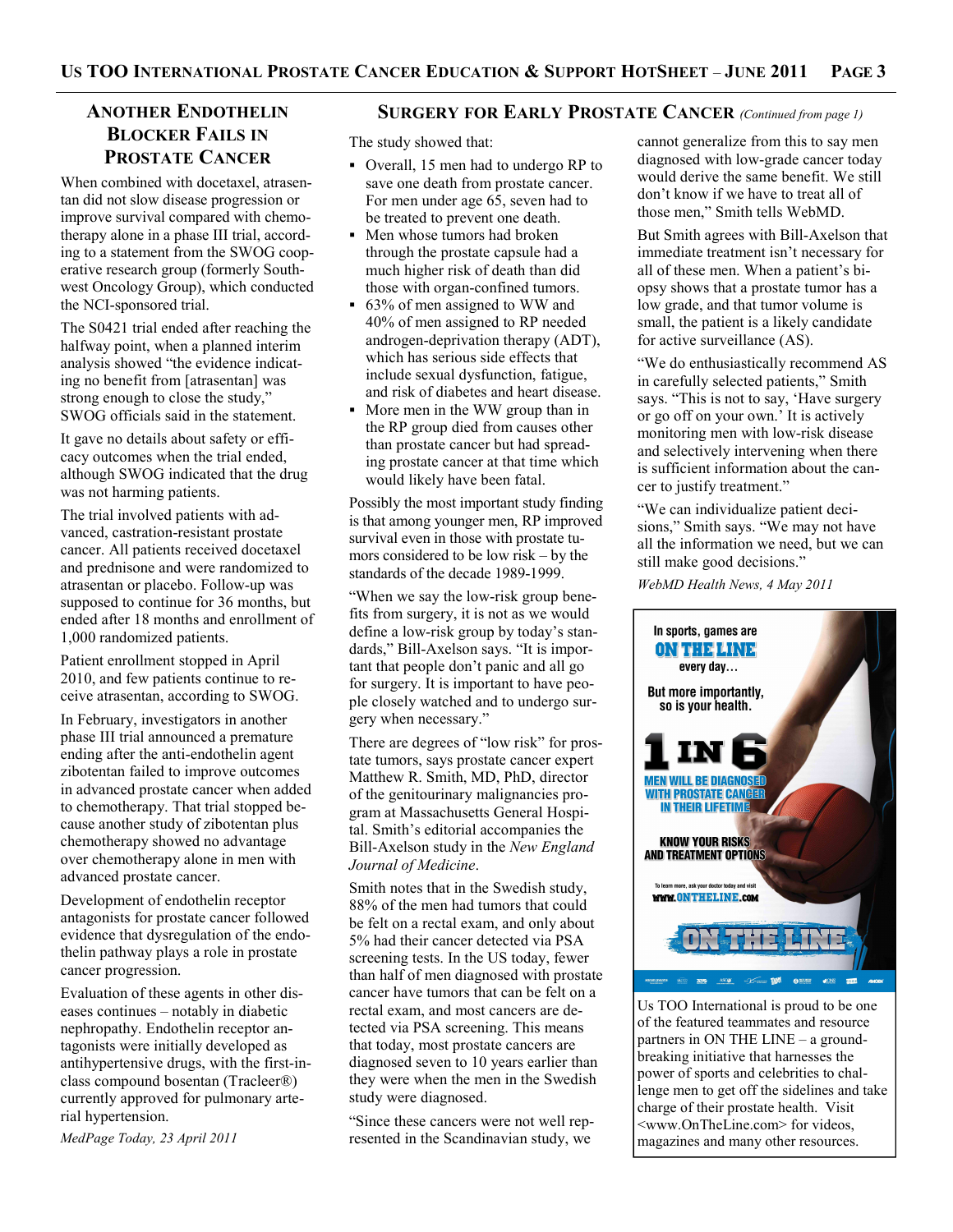## Another Endothelin Blocker Fails in Prostate Cancer

When combined with docetaxel, atrasentan did not slow disease progression or improve survival compared with chemotherapy alone in a phase III trial, according to a statement from the SWOG cooperative research group (formerly Southwest Oncology Group), which conducted the NCI-sponsored trial.

The S0421 trial ended after reaching the halfway point, when a planned interim analysis showed "the evidence indicating no benefit from [atrasentan] was strong enough to close the study," SWOG officials said in the statement.

It gave no details about safety or efficacy outcomes when the trial ended, although SWOG indicated that the drug was not harming patients.

The trial involved patients with advanced, castration-resistant prostate cancer. All patients received docetaxel and prednisone and were randomized to atrasentan or placebo. Follow-up was supposed to continue for 36 months, but ended after 18 months and enrollment of 1,000 randomized patients.

Patient enrollment stopped in April 2010, and few patients continue to receive atrasentan, according to SWOG.

In February, investigators in another phase III trial announced a premature ending after the anti-endothelin agent zibotentan failed to improve outcomes in advanced prostate cancer when added to chemotherapy. That trial stopped because another study of zibotentan plus chemotherapy showed no advantage over chemotherapy alone in men with advanced prostate cancer.

Development of endothelin receptor antagonists for prostate cancer followed evidence that dysregulation of the endothelin pathway plays a role in prostate cancer progression.

Evaluation of these agents in other diseases continues – notably in diabetic nephropathy. Endothelin receptor antagonists were initially developed as antihypertensive drugs, with the first-in-class compound bosentan (Tracleer®) currently approved for pulmonary arterial hypertension.

*MedPage Today, 23 April 2011*

## Surgery for Early Prostate Cancer *(Continued from page 1)*

The study showed that:

- Overall, 15 men had to undergo RP to save one death from prostate cancer. For men under age 65, seven had to be treated to prevent one death.
- Men whose tumors had broken through the prostate capsule had a much higher risk of death than did those with organ-confined tumors.
- 63% of men assigned to WW and 40% of men assigned to RP needed androgen-deprivation therapy (ADT), which has serious side effects that include sexual dysfunction, fatigue, and risk of diabetes and heart disease.
- More men in the WW group than in the RP group died from causes other than prostate cancer but had spreading prostate cancer at that time which would likely have been fatal.

Possibly the most important study finding is that among younger men, RP improved survival even in those with prostate tumors considered to be low risk – by the standards of the decade 1989-1999.

"When we say the low-risk group benefits from surgery, it is not as we would define a low-risk group by today's standards," Bill-Axelson says. "It is important that people don't panic and all go for surgery. It is important to have people closely watched and to undergo surgery when necessary."

There are degrees of "low risk" for prostate tumors, says prostate cancer expert Matthew R. Smith, MD, PhD, director of the genitourinary malignancies program at Massachusetts General Hospital. Smith's editorial accompanies the Bill-Axelson study in the *New England Journal of Medicine*.

Smith notes that in the Swedish study, 88% of the men had tumors that could be felt on a rectal exam, and only about 5% had their cancer detected via PSA screening tests. In the US today, fewer than half of men diagnosed with prostate cancer have tumors that can be felt on a rectal exam, and most cancers are detected via PSA screening. This means that today, most prostate cancers are diagnosed seven to 10 years earlier than they were when the men in the Swedish study were diagnosed.

"Since these cancers were not well represented in the Scandinavian study, we cannot generalize from this to say men diagnosed with low-grade cancer today would derive the same benefit. We still don't know if we have to treat all of those men," Smith tells WebMD.

But Smith agrees with Bill-Axelson that immediate treatment isn't necessary for all of these men. When a patient's biopsy shows that a prostate tumor has a low grade, and that tumor volume is small, the patient is a likely candidate for active surveillance (AS).

"We do enthusiastically recommend AS in carefully selected patients," Smith says. "This is not to say, 'Have surgery or go off on your own.' It is actively monitoring men with low-risk disease and selectively intervening when there is sufficient information about the cancer to justify treatment."

"We can individualize patient decisions," Smith says. "We may not have all the information we need, but we can still make good decisions."

*WebMD Health News, 4 May 2011*

In sports, games are **ON THE LINE** every day…

But more importantly, so is your health.

**1 IN 6** MEN WILL BE DIAGNOSED WITH PROSTATE CANCER IN THEIR LIFETIME

KNOW YOUR RISKS AND TREATMENT OPTIONS

To learn more, ask your doctor today and visit WWW.ONTHELINE.COM

ON THE LINE

Us TOO International is proud to be one of the featured teammates and resource partners in ON THE LINE – a groundbreaking initiative that harnesses the power of sports and celebrities to challenge men to get off the sidelines and take charge of their prostate health. Visit <www.OnTheLine.com> for videos, magazines and many other resources.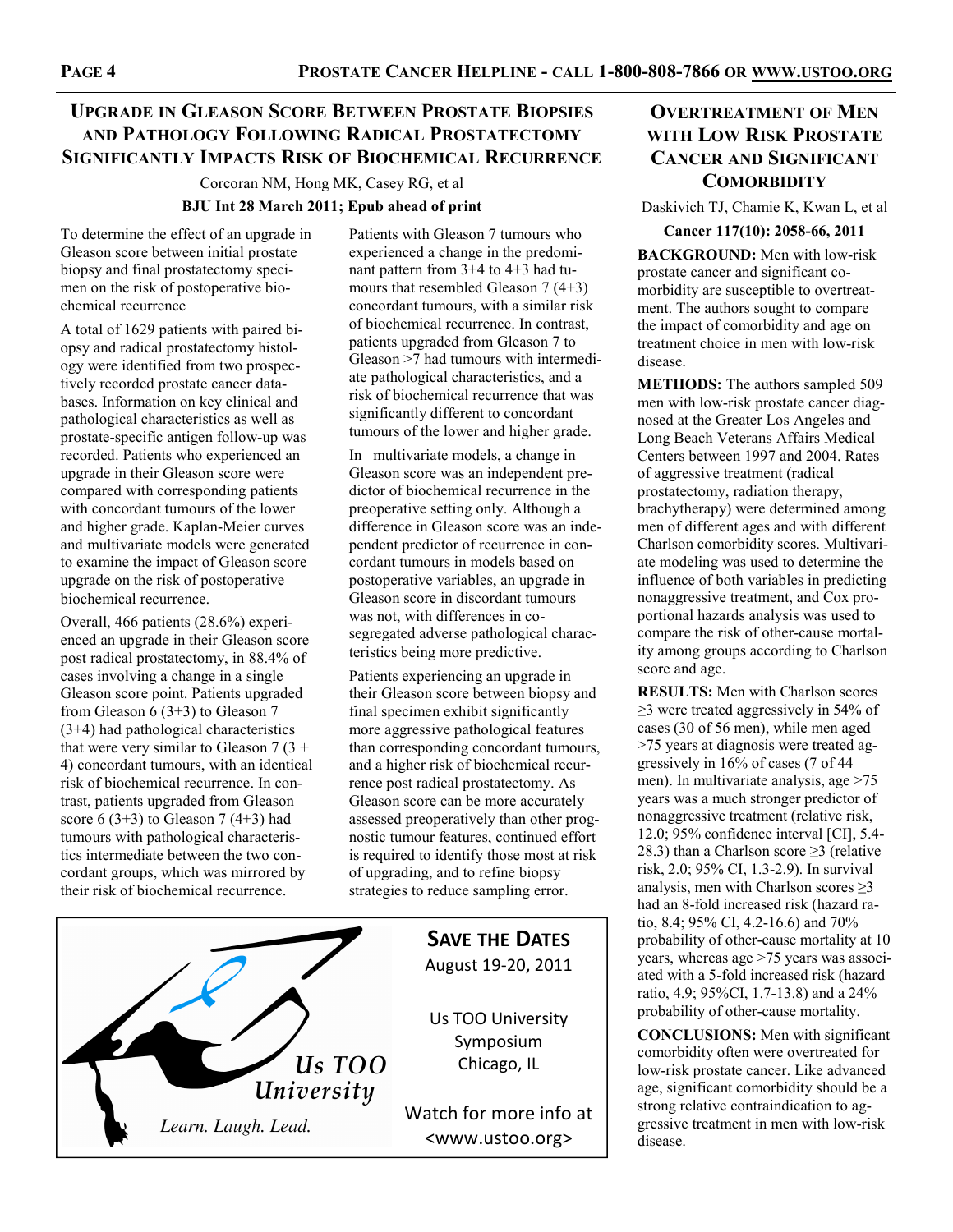## Upgrade in Gleason Score Between Prostate Biopsies and Pathology Following Radical Prostatectomy Significantly Impacts Risk of Biochemical Recurrence

Corcoran NM, Hong MK, Casey RG, et al

**BJU Int 28 March 2011; Epub ahead of print**

To determine the effect of an upgrade in Gleason score between initial prostate biopsy and final prostatectomy specimen on the risk of postoperative biochemical recurrence

A total of 1629 patients with paired biopsy and radical prostatectomy histology were identified from two prospectively recorded prostate cancer databases. Information on key clinical and pathological characteristics as well as prostate-specific antigen follow-up was recorded. Patients who experienced an upgrade in their Gleason score were compared with corresponding patients with concordant tumours of the lower and higher grade. Kaplan-Meier curves and multivariate models were generated to examine the impact of Gleason score upgrade on the risk of postoperative biochemical recurrence.

Overall, 466 patients (28.6%) experienced an upgrade in their Gleason score post radical prostatectomy, in 88.4% of cases involving a change in a single Gleason score point. Patients upgraded from Gleason 6 (3+3) to Gleason 7 (3+4) had pathological characteristics that were very similar to Gleason 7 (3 + 4) concordant tumours, with an identical risk of biochemical recurrence. In contrast, patients upgraded from Gleason score 6 (3+3) to Gleason 7 (4+3) had tumours with pathological characteristics intermediate between the two concordant groups, which was mirrored by their risk of biochemical recurrence.

Patients with Gleason 7 tumours who experienced a change in the predominant pattern from 3+4 to 4+3 had tumours that resembled Gleason 7 (4+3) concordant tumours, with a similar risk of biochemical recurrence. In contrast, patients upgraded from Gleason 7 to Gleason >7 had tumours with intermediate pathological characteristics, and a risk of biochemical recurrence that was significantly different to concordant tumours of the lower and higher grade.

In multivariate models, a change in Gleason score was an independent predictor of biochemical recurrence in the preoperative setting only. Although a difference in Gleason score was an independent predictor of recurrence in concordant tumours in models based on postoperative variables, an upgrade in Gleason score in discordant tumours was not, with differences in co-segregated adverse pathological characteristics being more predictive.

Patients experiencing an upgrade in their Gleason score between biopsy and final specimen exhibit significantly more aggressive pathological features than corresponding concordant tumours, and a higher risk of biochemical recurrence post radical prostatectomy. As Gleason score can be more accurately assessed preoperatively than other prognostic tumour features, continued effort is required to identify those most at risk of upgrading, and to refine biopsy strategies to reduce sampling error.

**Us TOO University**

*Learn. Laugh. Lead.*

**Save the Dates**

August 19-20, 2011

Us TOO University Symposium
Chicago, IL

Watch for more info at <www.ustoo.org>

## Overtreatment of Men with Low Risk Prostate Cancer and Significant Comorbidity

Daskivich TJ, Chamie K, Kwan L, et al

**Cancer 117(10): 2058-66, 2011**

**BACKGROUND:** Men with low-risk prostate cancer and significant comorbidity are susceptible to overtreatment. The authors sought to compare the impact of comorbidity and age on treatment choice in men with low-risk disease.

**METHODS:** The authors sampled 509 men with low-risk prostate cancer diagnosed at the Greater Los Angeles and Long Beach Veterans Affairs Medical Centers between 1997 and 2004. Rates of aggressive treatment (radical prostatectomy, radiation therapy, brachytherapy) were determined among men of different ages and with different Charlson comorbidity scores. Multivariate modeling was used to determine the influence of both variables in predicting nonaggressive treatment, and Cox proportional hazards analysis was used to compare the risk of other-cause mortality among groups according to Charlson score and age.

**RESULTS:** Men with Charlson scores ≥3 were treated aggressively in 54% of cases (30 of 56 men), while men aged >75 years at diagnosis were treated aggressively in 16% of cases (7 of 44 men). In multivariate analysis, age >75 years was a much stronger predictor of nonaggressive treatment (relative risk, 12.0; 95% confidence interval [CI], 5.4-28.3) than a Charlson score ≥3 (relative risk, 2.0; 95% CI, 1.3-2.9). In survival analysis, men with Charlson scores ≥3 had an 8-fold increased risk (hazard ratio, 8.4; 95% CI, 4.2-16.6) and 70% probability of other-cause mortality at 10 years, whereas age >75 years was associated with a 5-fold increased risk (hazard ratio, 4.9; 95%CI, 1.7-13.8) and a 24% probability of other-cause mortality.

**CONCLUSIONS:** Men with significant comorbidity often were overtreated for low-risk prostate cancer. Like advanced age, significant comorbidity should be a strong relative contraindication to aggressive treatment in men with low-risk disease.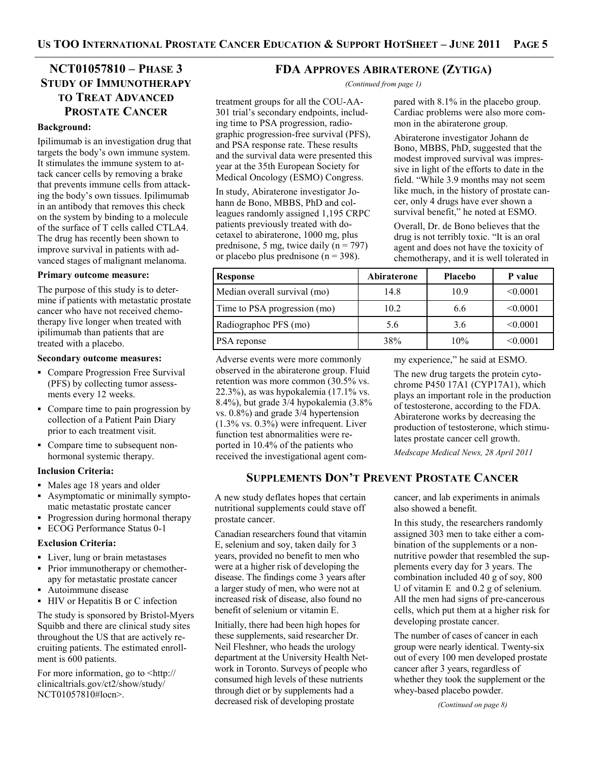## NCT01057810 – Phase 3 Study of Immunotherapy to Treat Advanced Prostate Cancer

**Background:**

Ipilimumab is an investigation drug that targets the body's own immune system. It stimulates the immune system to attack cancer cells by removing a brake that prevents immune cells from attacking the body's own tissues. Ipilimumab in an antibody that removes this check on the system by binding to a molecule of the surface of T cells called CTLA4. The drug has recently been shown to improve survival in patients with advanced stages of malignant melanoma.

**Primary outcome measure:**

The purpose of this study is to determine if patients with metastatic prostate cancer who have not received chemotherapy live longer when treated with ipilimumab than patients that are treated with a placebo.

**Secondary outcome measures:**

- Compare Progression Free Survival (PFS) by collecting tumor assessments every 12 weeks.
- Compare time to pain progression by collection of a Patient Pain Diary prior to each treatment visit.
- Compare time to subsequent non-hormonal systemic therapy.

**Inclusion Criteria:**

- Males age 18 years and older
- Asymptomatic or minimally symptomatic metastatic prostate cancer
- Progression during hormonal therapy
- ECOG Performance Status 0-1

**Exclusion Criteria:**

- Liver, lung or brain metastases
- Prior immunotherapy or chemotherapy for metastatic prostate cancer
- Autoimmune disease
- HIV or Hepatitis B or C infection

The study is sponsored by Bristol-Myers Squibb and there are clinical study sites throughout the US that are actively recruiting patients. The estimated enrollment is 600 patients.

For more information, go to <http://clinicaltrials.gov/ct2/show/study/NCT01057810#locn>.

## FDA Approves Abiraterone (Zytiga)

*(Continued from page 1)*

treatment groups for all the COU-AA-301 trial's secondary endpoints, including time to PSA progression, radiographic progression-free survival (PFS), and PSA response rate. These results and the survival data were presented this year at the 35th European Society for Medical Oncology (ESMO) Congress.

In study, Abiraterone investigator Johann de Bono, MBBS, PhD and colleagues randomly assigned 1,195 CRPC patients previously treated with docetaxel to abiraterone, 1000 mg, plus prednisone, 5 mg, twice daily (n = 797) or placebo plus prednisone (n = 398).

| Response | Abiraterone | Placebo | P value |
|---|---|---|---|
| Median overall survival (mo) | 14.8 | 10.9 | <0.0001 |
| Time to PSA progression (mo) | 10.2 | 6.6 | <0.0001 |
| Radiographoc PFS (mo) | 5.6 | 3.6 | <0.0001 |
| PSA reponse | 38% | 10% | <0.0001 |

Adverse events were more commonly observed in the abiraterone group. Fluid retention was more common (30.5% vs. 22.3%), as was hypokalemia (17.1% vs. 8.4%), but grade 3/4 hypokalemia (3.8% vs. 0.8%) and grade 3/4 hypertension (1.3% vs. 0.3%) were infrequent. Liver function test abnormalities were reported in 10.4% of the patients who received the investigational agent compared with 8.1% in the placebo group. Cardiac problems were also more common in the abiraterone group.

Abiraterone investigator Johann de Bono, MBBS, PhD, suggested that the modest improved survival was impressive in light of the efforts to date in the field. "While 3.9 months may not seem like much, in the history of prostate cancer, only 4 drugs have ever shown a survival benefit," he noted at ESMO.

Overall, Dr. de Bono believes that the drug is not terribly toxic. "It is an oral agent and does not have the toxicity of chemotherapy, and it is well tolerated in my experience," he said at ESMO.

The new drug targets the protein cytochrome P450 17A1 (CYP17A1), which plays an important role in the production of testosterone, according to the FDA. Abiraterone works by decreasing the production of testosterone, which stimulates prostate cancer cell growth.

*Medscape Medical News, 28 April 2011*

## Supplements Don't Prevent Prostate Cancer

A new study deflates hopes that certain nutritional supplements could stave off prostate cancer.

Canadian researchers found that vitamin E, selenium and soy, taken daily for 3 years, provided no benefit to men who were at a higher risk of developing the disease. The findings come 3 years after a larger study of men, who were not at increased risk of disease, also found no benefit of selenium or vitamin E.

Initially, there had been high hopes for these supplements, said researcher Dr. Neil Fleshner, who heads the urology department at the University Health Network in Toronto. Surveys of people who consumed high levels of these nutrients through diet or by supplements had a decreased risk of developing prostate cancer, and lab experiments in animals also showed a benefit.

In this study, the researchers randomly assigned 303 men to take either a combination of the supplements or a non-nutritive powder that resembled the supplements every day for 3 years. The combination included 40 g of soy, 800 U of vitamin E and 0.2 g of selenium. All the men had signs of pre-cancerous cells, which put them at a higher risk for developing prostate cancer.

The number of cases of cancer in each group were nearly identical. Twenty-six out of every 100 men developed prostate cancer after 3 years, regardless of whether they took the supplement or the whey-based placebo powder.

*(Continued on page 8)*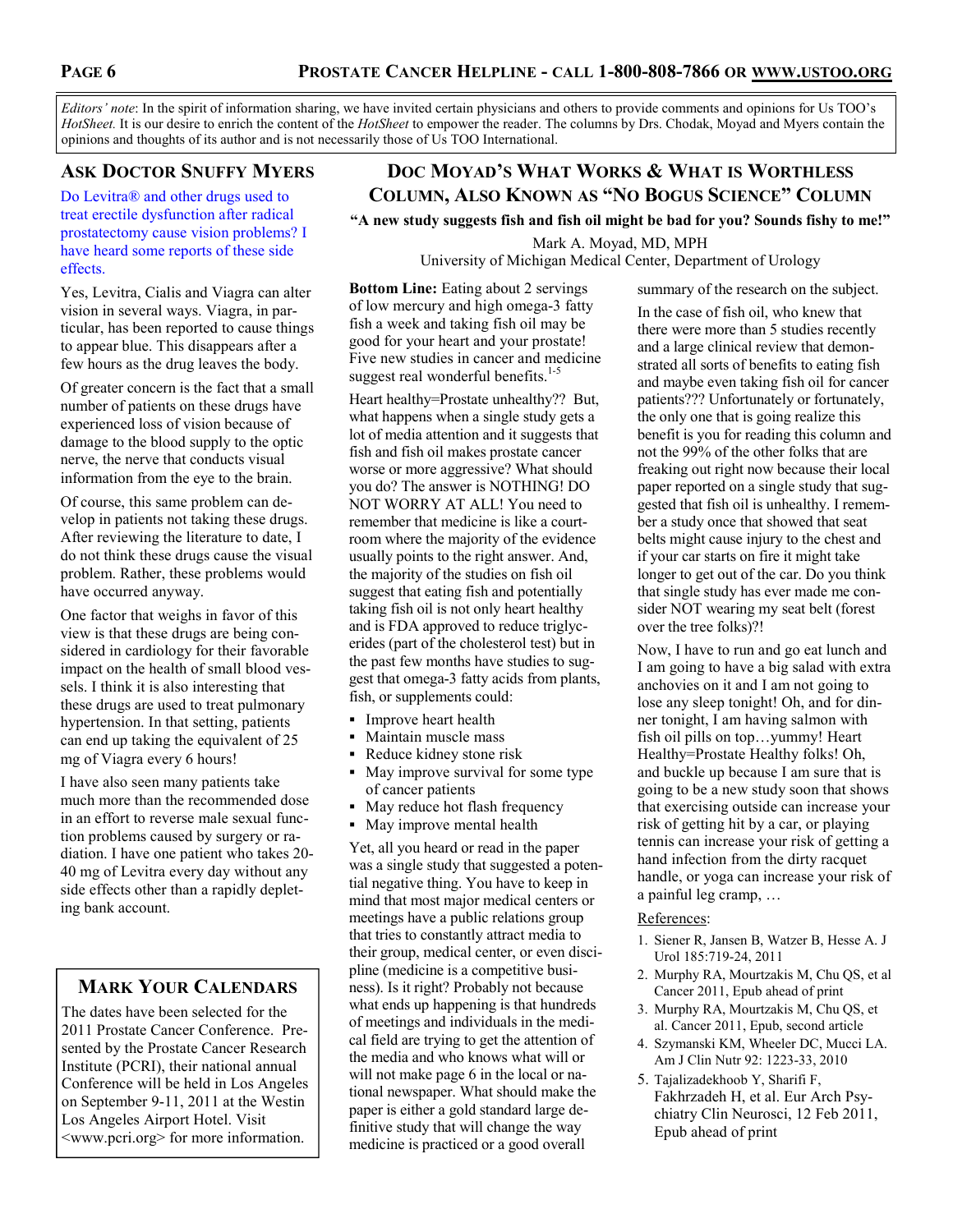*Editors' note*: In the spirit of information sharing, we have invited certain physicians and others to provide comments and opinions for Us TOO's *HotSheet.* It is our desire to enrich the content of the *HotSheet* to empower the reader. The columns by Drs. Chodak, Moyad and Myers contain the opinions and thoughts of its author and is not necessarily those of Us TOO International.

## Ask Doctor Snuffy Myers

Do Levitra® and other drugs used to treat erectile dysfunction after radical prostatectomy cause vision problems? I have heard some reports of these side effects.

Yes, Levitra, Cialis and Viagra can alter vision in several ways. Viagra, in particular, has been reported to cause things to appear blue. This disappears after a few hours as the drug leaves the body.

Of greater concern is the fact that a small number of patients on these drugs have experienced loss of vision because of damage to the blood supply to the optic nerve, the nerve that conducts visual information from the eye to the brain.

Of course, this same problem can develop in patients not taking these drugs. After reviewing the literature to date, I do not think these drugs cause the visual problem. Rather, these problems would have occurred anyway.

One factor that weighs in favor of this view is that these drugs are being considered in cardiology for their favorable impact on the health of small blood vessels. I think it is also interesting that these drugs are used to treat pulmonary hypertension. In that setting, patients can end up taking the equivalent of 25 mg of Viagra every 6 hours!

I have also seen many patients take much more than the recommended dose in an effort to reverse male sexual function problems caused by surgery or radiation. I have one patient who takes 20-40 mg of Levitra every day without any side effects other than a rapidly depleting bank account.

## Mark Your Calendars

The dates have been selected for the 2011 Prostate Cancer Conference. Presented by the Prostate Cancer Research Institute (PCRI), their national annual Conference will be held in Los Angeles on September 9-11, 2011 at the Westin Los Angeles Airport Hotel. Visit <www.pcri.org> for more information.

## Doc Moyad's What Works & What is Worthless Column, Also Known as "No Bogus Science" Column

**"A new study suggests fish and fish oil might be bad for you? Sounds fishy to me!"**

Mark A. Moyad, MD, MPH
University of Michigan Medical Center, Department of Urology

**Bottom Line:** Eating about 2 servings of low mercury and high omega-3 fatty fish a week and taking fish oil may be good for your heart and your prostate! Five new studies in cancer and medicine suggest real wonderful benefits.[1-5]

Heart healthy=Prostate unhealthy?? But, what happens when a single study gets a lot of media attention and it suggests that fish and fish oil makes prostate cancer worse or more aggressive? What should you do? The answer is NOTHING! DO NOT WORRY AT ALL! You need to remember that medicine is like a courtroom where the majority of the evidence usually points to the right answer. And, the majority of the studies on fish oil suggest that eating fish and potentially taking fish oil is not only heart healthy and is FDA approved to reduce triglycerides (part of the cholesterol test) but in the past few months have studies to suggest that omega-3 fatty acids from plants, fish, or supplements could:

- Improve heart health
- Maintain muscle mass
- Reduce kidney stone risk
- May improve survival for some type of cancer patients
- May reduce hot flash frequency
- May improve mental health

Yet, all you heard or read in the paper was a single study that suggested a potential negative thing. You have to keep in mind that most major medical centers or meetings have a public relations group that tries to constantly attract media to their group, medical center, or even discipline (medicine is a competitive business). Is it right? Probably not because what ends up happening is that hundreds of meetings and individuals in the medical field are trying to get the attention of the media and who knows what will or will not make page 6 in the local or national newspaper. What should make the paper is either a gold standard large definitive study that will change the way medicine is practiced or a good overall summary of the research on the subject.

In the case of fish oil, who knew that there were more than 5 studies recently and a large clinical review that demonstrated all sorts of benefits to eating fish and maybe even taking fish oil for cancer patients??? Unfortunately or fortunately, the only one that is going realize this benefit is you for reading this column and not the 99% of the other folks that are freaking out right now because their local paper reported on a single study that suggested that fish oil is unhealthy. I remember a study once that showed that seat belts might cause injury to the chest and if your car starts on fire it might take longer to get out of the car. Do you think that single study has ever made me consider NOT wearing my seat belt (forest over the tree folks)?!

Now, I have to run and go eat lunch and I am going to have a big salad with extra anchovies on it and I am not going to lose any sleep tonight! Oh, and for dinner tonight, I am having salmon with fish oil pills on top…yummy! Heart Healthy=Prostate Healthy folks! Oh, and buckle up because I am sure that is going to be a new study soon that shows that exercising outside can increase your risk of getting hit by a car, or playing tennis can increase your risk of getting a hand infection from the dirty racquet handle, or yoga can increase your risk of a painful leg cramp, …

References:

1. Siener R, Jansen B, Watzer B, Hesse A. J Urol 185:719-24, 2011
2. Murphy RA, Mourtzakis M, Chu QS, et al Cancer 2011, Epub ahead of print
3. Murphy RA, Mourtzakis M, Chu QS, et al. Cancer 2011, Epub, second article
4. Szymanski KM, Wheeler DC, Mucci LA. Am J Clin Nutr 92: 1223-33, 2010
5. Tajalizadekhoob Y, Sharifi F, Fakhrzadeh H, et al. Eur Arch Psychiatry Clin Neurosci, 12 Feb 2011, Epub ahead of print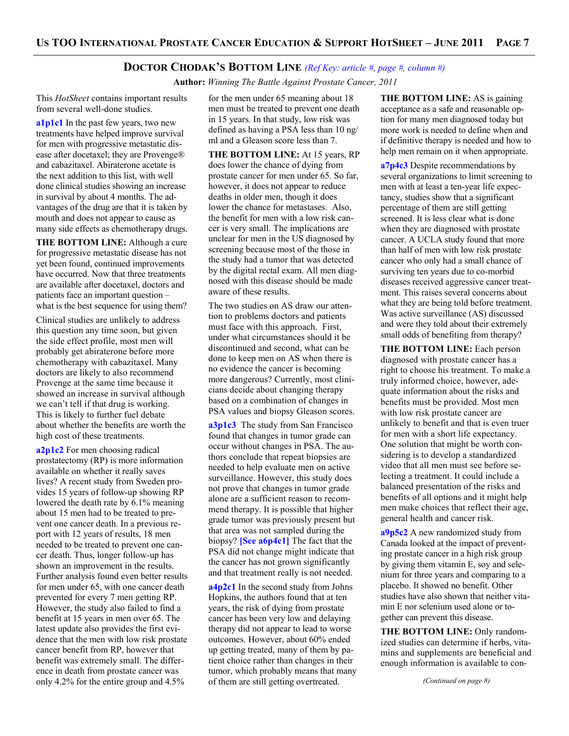## Doctor Chodak's Bottom Line *(Ref Key: article #, page #, column #)*

**Author:** *Winning The Battle Against Prostate Cancer, 2011*

This *HotSheet* contains important results from several well-done studies.

**a1p1c1** In the past few years, two new treatments have helped improve survival for men with progressive metastatic disease after docetaxel; they are Provenge® and cabazitaxel. Abiraterone acetate is the next addition to this list, with well done clinical studies showing an increase in survival by about 4 months. The advantages of the drug are that it is taken by mouth and does not appear to cause as many side effects as chemotherapy drugs.

**THE BOTTOM LINE:** Although a cure for progressive metastatic disease has not yet been found, continued improvements have occurred. Now that three treatments are available after docetaxel, doctors and patients face an important question – what is the best sequence for using them?

Clinical studies are unlikely to address this question any time soon, but given the side effect profile, most men will probably get abiraterone before more chemotherapy with cabazitaxel. Many doctors are likely to also recommend Provenge at the same time because it showed an increase in survival although we can't tell if that drug is working. This is likely to further fuel debate about whether the benefits are worth the high cost of these treatments.

**a2p1c2** For men choosing radical prostatectomy (RP) is more information available on whether it really saves lives? A recent study from Sweden provides 15 years of follow-up showing RP lowered the death rate by 6.1% meaning about 15 men had to be treated to prevent one cancer death. In a previous report with 12 years of results, 18 men needed to be treated to prevent one cancer death. Thus, longer follow-up has shown an improvement in the results. Further analysis found even better results for men under 65, with one cancer death prevented for every 7 men getting RP. However, the study also failed to find a benefit at 15 years in men over 65. The latest update also provides the first evidence that the men with low risk prostate cancer benefit from RP, however that benefit was extremely small. The difference in death from prostate cancer was only 4.2% for the entire group and 4.5% for the men under 65 meaning about 18 men must be treated to prevent one death in 15 years. In that study, low risk was defined as having a PSA less than 10 ng/ml and a Gleason score less than 7.

**THE BOTTOM LINE:** At 15 years, RP does lower the chance of dying from prostate cancer for men under 65. So far, however, it does not appear to reduce deaths in older men, though it does lower the chance for metastases. Also, the benefit for men with a low risk cancer is very small. The implications are unclear for men in the US diagnosed by screening because most of the those in the study had a tumor that was detected by the digital rectal exam. All men diagnosed with this disease should be made aware of these results.

The two studies on AS draw our attention to problems doctors and patients must face with this approach. First, under what circumstances should it be discontinued and second, what can be done to keep men on AS when there is no evidence the cancer is becoming more dangerous? Currently, most clinicians decide about changing therapy based on a combination of changes in PSA values and biopsy Gleason scores.

**a3p1c3** The study from San Francisco found that changes in tumor grade can occur without changes in PSA. The authors conclude that repeat biopsies are needed to help evaluate men on active surveillance. However, this study does not prove that changes in tumor grade alone are a sufficient reason to recommend therapy. It is possible that higher grade tumor was previously present but that area was not sampled during the biopsy? **[See a6p4c1]** The fact that the PSA did not change might indicate that the cancer has not grown significantly and that treatment really is not needed.

**a4p2c1** In the second study from Johns Hopkins, the authors found that at ten years, the risk of dying from prostate cancer has been very low and delaying therapy did not appear to lead to worse outcomes. However, about 60% ended up getting treated, many of them by patient choice rather than changes in their tumor, which probably means that many of them are still getting overtreated.

**THE BOTTOM LINE:** AS is gaining acceptance as a safe and reasonable option for many men diagnosed today but more work is needed to define when and if definitive therapy is needed and how to help men remain on it when appropriate.

**a7p4c3** Despite recommendations by several organizations to limit screening to men with at least a ten-year life expectancy, studies show that a significant percentage of them are still getting screened. It is less clear what is done when they are diagnosed with prostate cancer. A UCLA study found that more than half of men with low risk prostate cancer who only had a small chance of surviving ten years due to co-morbid diseases received aggressive cancer treatment. This raises several concerns about what they are being told before treatment. Was active surveillance (AS) discussed and were they told about their extremely small odds of benefiting from therapy?

**THE BOTTOM LINE:** Each person diagnosed with prostate cancer has a right to choose his treatment. To make a truly informed choice, however, adequate information about the risks and benefits must be provided. Most men with low risk prostate cancer are unlikely to benefit and that is even truer for men with a short life expectancy. One solution that might be worth considering is to develop a standardized video that all men must see before selecting a treatment. It could include a balanced presentation of the risks and benefits of all options and it might help men make choices that reflect their age, general health and cancer risk.

**a9p5c2** A new randomized study from Canada looked at the impact of preventing prostate cancer in a high risk group by giving them vitamin E, soy and selenium for three years and comparing to a placebo. It showed no benefit. Other studies have also shown that neither vitamin E nor selenium used alone or together can prevent this disease.

**THE BOTTOM LINE:** Only randomized studies can determine if herbs, vitamins and supplements are beneficial and enough information is available to con-

*(Continued on page 8)*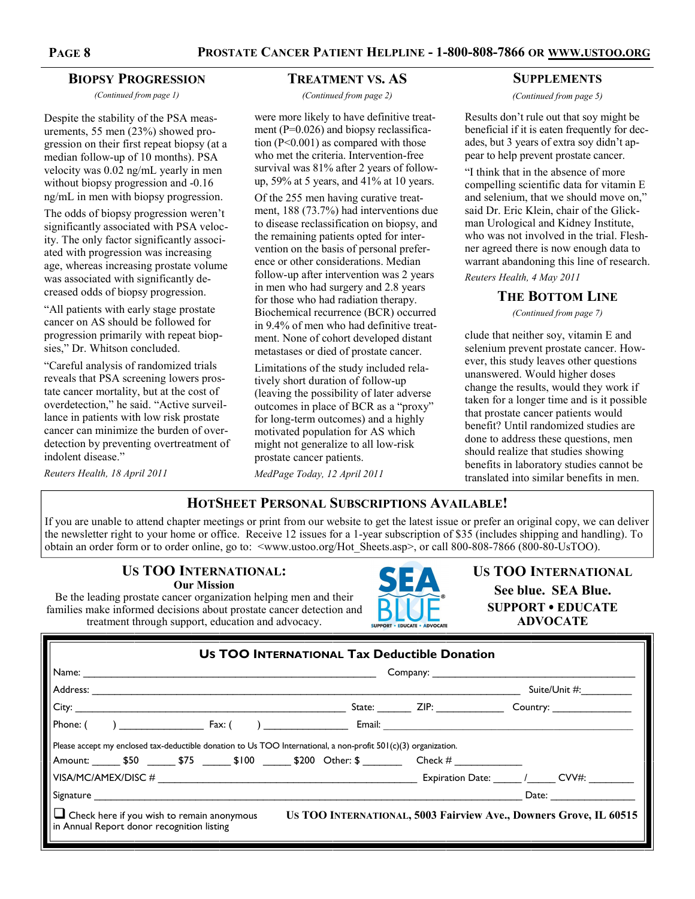## BIOPSY PROGRESSION

*(Continued from page 1)*

Despite the stability of the PSA measurements, 55 men (23%) showed progression on their first repeat biopsy (at a median follow-up of 10 months). PSA velocity was 0.02 ng/mL yearly in men without biopsy progression and -0.16 ng/mL in men with biopsy progression.

The odds of biopsy progression weren't significantly associated with PSA velocity. The only factor significantly associated with progression was increasing age, whereas increasing prostate volume was associated with significantly decreased odds of biopsy progression.

"All patients with early stage prostate cancer on AS should be followed for progression primarily with repeat biopsies," Dr. Whitson concluded.

"Careful analysis of randomized trials reveals that PSA screening lowers prostate cancer mortality, but at the cost of overdetection," he said. "Active surveillance in patients with low risk prostate cancer can minimize the burden of overdetection by preventing overtreatment of indolent disease."

*Reuters Health, 18 April 2011*

## TREATMENT VS. AS

*(Continued from page 2)*

were more likely to have definitive treatment (P=0.026) and biopsy reclassification (P<0.001) as compared with those who met the criteria. Intervention-free survival was 81% after 2 years of follow-up, 59% at 5 years, and 41% at 10 years.

Of the 255 men having curative treatment, 188 (73.7%) had interventions due to disease reclassification on biopsy, and the remaining patients opted for intervention on the basis of personal preference or other considerations. Median follow-up after intervention was 2 years in men who had surgery and 2.8 years for those who had radiation therapy. Biochemical recurrence (BCR) occurred in 9.4% of men who had definitive treatment. None of cohort developed distant metastases or died of prostate cancer.

Limitations of the study included relatively short duration of follow-up (leaving the possibility of later adverse outcomes in place of BCR as a "proxy" for long-term outcomes) and a highly motivated population for AS which might not generalize to all low-risk prostate cancer patients.

*MedPage Today, 12 April 2011*

## SUPPLEMENTS

*(Continued from page 5)*

Results don't rule out that soy might be beneficial if it is eaten frequently for decades, but 3 years of extra soy didn't appear to help prevent prostate cancer.

"I think that in the absence of more compelling scientific data for vitamin E and selenium, that we should move on," said Dr. Eric Klein, chair of the Glickman Urological and Kidney Institute, who was not involved in the trial. Fleshner agreed there is now enough data to warrant abandoning this line of research.

*Reuters Health, 4 May 2011*

## THE BOTTOM LINE

*(Continued from page 7)*

clude that neither soy, vitamin E and selenium prevent prostate cancer. However, this study leaves other questions unanswered. Would higher doses change the results, would they work if taken for a longer time and is it possible that prostate cancer patients would benefit? Until randomized studies are done to address these questions, men should realize that studies showing benefits in laboratory studies cannot be translated into similar benefits in men.

## HOTSHEET PERSONAL SUBSCRIPTIONS AVAILABLE!

If you are unable to attend chapter meetings or print from our website to get the latest issue or prefer an original copy, we can deliver the newsletter right to your home or office. Receive 12 issues for a 1-year subscription of $35 (includes shipping and handling). To obtain an order form or to order online, go to: <www.ustoo.org/Hot_Sheets.asp>, or call 800-808-7866 (800-80-UsTOO).

## US TOO INTERNATIONAL:

**Our Mission**

Be the leading prostate cancer organization helping men and their families make informed decisions about prostate cancer detection and treatment through support, education and advocacy.

SEA BLUE® SUPPORT • EDUCATE • ADVOCATE

## US TOO INTERNATIONAL

**See blue. SEA Blue.**

**SUPPORT • EDUCATE ADVOCATE**

### US TOO INTERNATIONAL Tax Deductible Donation

Name: ______________________ Company: ______________________

Address: ______________________ Suite/Unit #:__________

City: ______________________ State: _______ ZIP: ____________ Country: ______________

Phone: ( ) ______________ Fax: ( ) ______________ Email: ______________________

Please accept my enclosed tax-deductible donation to Us TOO International, a non-profit 501(c)(3) organization.

Amount: _____ $50 _____ $75 _____ $100 _____ $200 Other: $ _______ Check # ____________

VISA/MC/AMEX/DISC # ______________________ Expiration Date: _____ /_____ CVV#: ________

Signature ______________________ Date: _______________

☐ Check here if you wish to remain anonymous in Annual Report donor recognition listing

**US TOO INTERNATIONAL, 5003 Fairview Ave., Downers Grove, IL 60515**